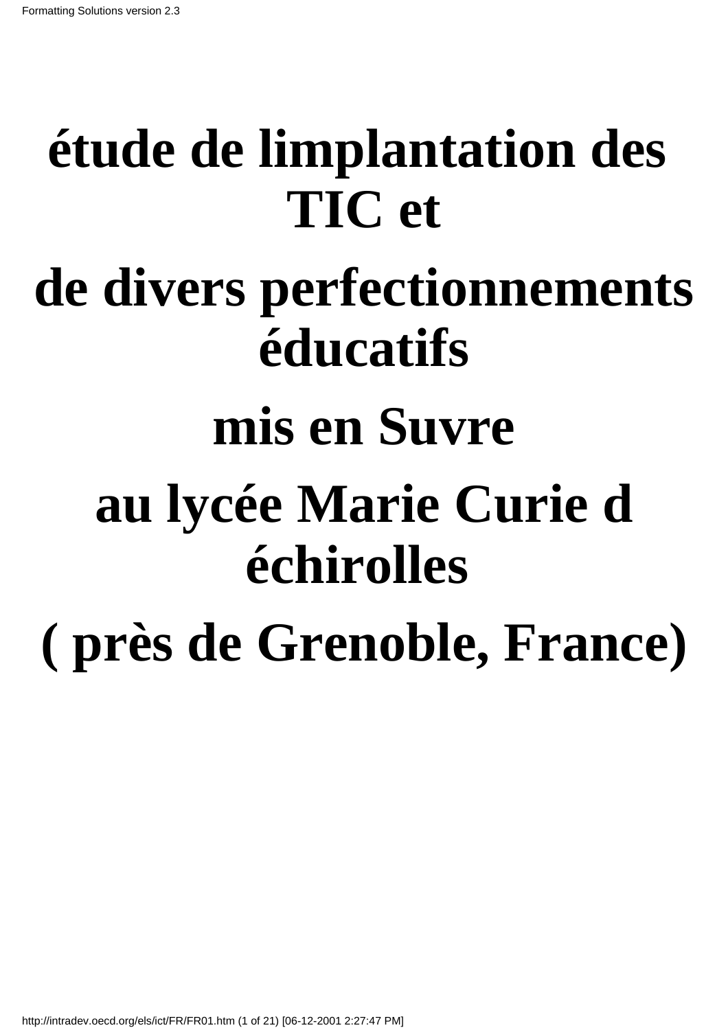# étude de limplantation des TIC et

# de divers perfectionnements éducatifs

# mis en Suvre

# au lycée Marie Curie d échirolles

# ( près de Grenoble, France)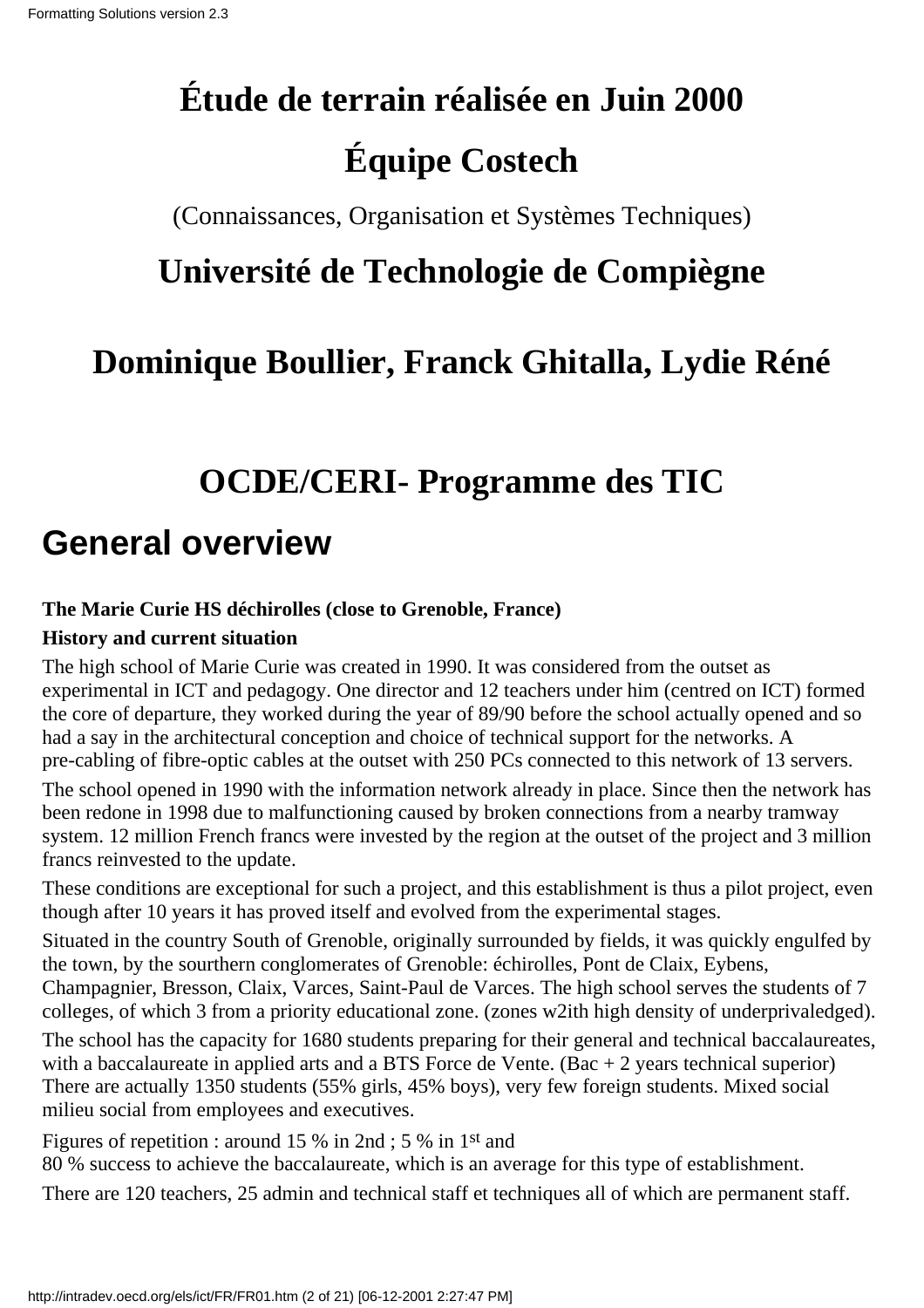# Étude de terrain réalisée en Juin 2000

# Équipe Costech

(Connaissances, Organisation et Systèmes Techniques)

## Université de Technologie de Compiègne

## Dominique Boullier, Franck Ghitalla, Lydie Réné

## OCDE/CERI- Programme des TIC

# General overview

**The Marie Curie HS déchirolles (close to Grenoble, France)**

**History and current situation**

The high school of Marie Curie was created in 1990. It was considered from the outset as experimental in ICT and pedagogy. One director and 12 teachers under him (centred on ICT) formed the core of departure, they worked during the year of 89/90 before the school actually opened and so had a say in the architectural conception and choice of technical support for the networks. A pre-cabling of fibre-optic cables at the outset with 250 PCs connected to this network of 13 servers.

The school opened in 1990 with the information network already in place. Since then the network has been redone in 1998 due to malfunctioning caused by broken connections from a nearby tramway system. 12 million French francs were invested by the region at the outset of the project and 3 million francs reinvested to the update.

These conditions are exceptional for such a project, and this establishment is thus a pilot project, even though after 10 years it has proved itself and evolved from the experimental stages.

Situated in the country South of Grenoble, originally surrounded by fields, it was quickly engulfed by the town, by the sourthern conglomerates of Grenoble: échirolles, Pont de Claix, Eybens, Champagnier, Bresson, Claix, Varces, Saint-Paul de Varces. The high school serves the students of 7 colleges, of which 3 from a priority educational zone. (zones w2ith high density of underprivaledged).

The school has the capacity for 1680 students preparing for their general and technical baccalaureates, with a baccalaureate in applied arts and a BTS Force de Vente. (Bac + 2 years technical superior) There are actually 1350 students (55% girls, 45% boys), very few foreign students. Mixed social milieu social from employees and executives.

Figures of repetition : around 15 % in 2nd ; 5 % in 1st and
80 % success to achieve the baccalaureate, which is an average for this type of establishment.

There are 120 teachers, 25 admin and technical staff et techniques all of which are permanent staff.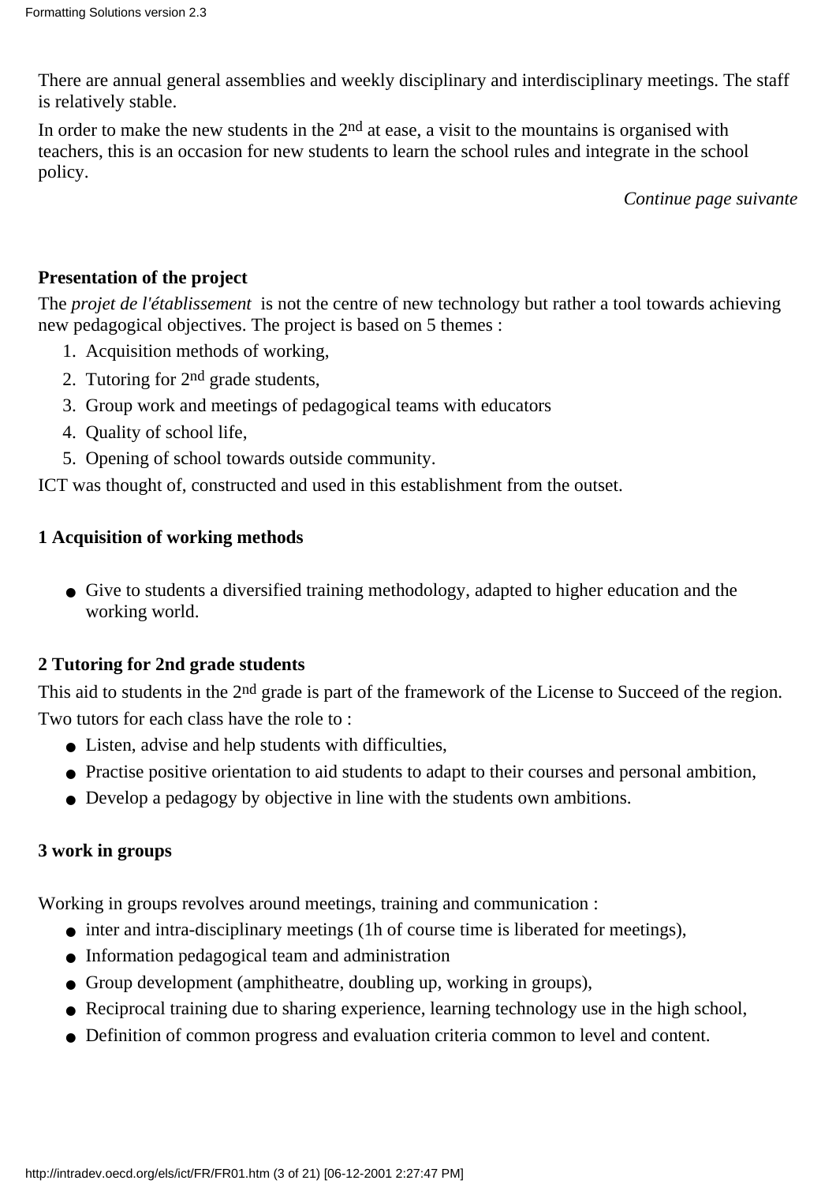There are annual general assemblies and weekly disciplinary and interdisciplinary meetings. The staff is relatively stable.

In order to make the new students in the 2nd at ease, a visit to the mountains is organised with teachers, this is an occasion for new students to learn the school rules and integrate in the school policy.

*Continue page suivante*

**Presentation of the project**

The *projet de l'établissement* is not the centre of new technology but rather a tool towards achieving new pedagogical objectives. The project is based on 5 themes :

1. Acquisition methods of working,
2. Tutoring for 2nd grade students,
3. Group work and meetings of pedagogical teams with educators
4. Quality of school life,
5. Opening of school towards outside community.

ICT was thought of, constructed and used in this establishment from the outset.

**1 Acquisition of working methods**

- Give to students a diversified training methodology, adapted to higher education and the working world.

**2 Tutoring for 2nd grade students**

This aid to students in the 2nd grade is part of the framework of the License to Succeed of the region.

Two tutors for each class have the role to :

- Listen, advise and help students with difficulties,
- Practise positive orientation to aid students to adapt to their courses and personal ambition,
- Develop a pedagogy by objective in line with the students own ambitions.

**3 work in groups**

Working in groups revolves around meetings, training and communication :

- inter and intra-disciplinary meetings (1h of course time is liberated for meetings),
- Information pedagogical team and administration
- Group development (amphitheatre, doubling up, working in groups),
- Reciprocal training due to sharing experience, learning technology use in the high school,
- Definition of common progress and evaluation criteria common to level and content.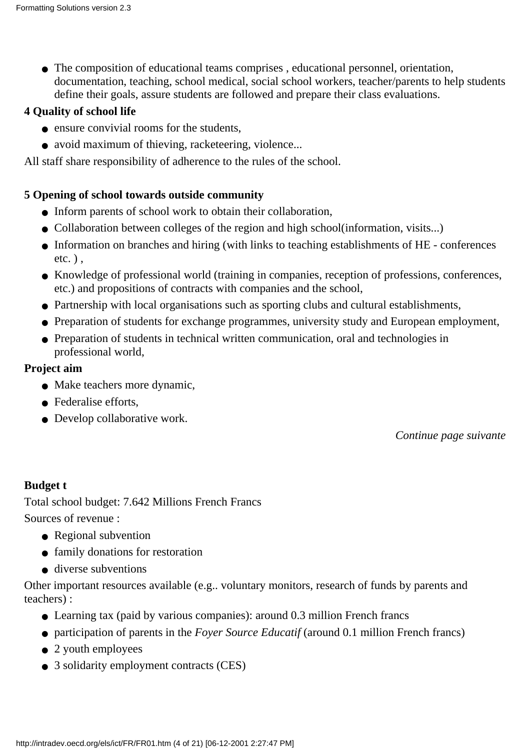- The composition of educational teams comprises , educational personnel, orientation, documentation, teaching, school medical, social school workers, teacher/parents to help students define their goals, assure students are followed and prepare their class evaluations.

**4 Quality of school life**

- ensure convivial rooms for the students,
- avoid maximum of thieving, racketeering, violence...

All staff share responsibility of adherence to the rules of the school.

**5 Opening of school towards outside community**

- Inform parents of school work to obtain their collaboration,
- Collaboration between colleges of the region and high school(information, visits...)
- Information on branches and hiring (with links to teaching establishments of HE - conferences etc. ) ,
- Knowledge of professional world (training in companies, reception of professions, conferences, etc.) and propositions of contracts with companies and the school,
- Partnership with local organisations such as sporting clubs and cultural establishments,
- Preparation of students for exchange programmes, university study and European employment,
- Preparation of students in technical written communication, oral and technologies in professional world,

**Project aim**

- Make teachers more dynamic,
- Federalise efforts,
- Develop collaborative work.

*Continue page suivante*

**Budget t**

Total school budget: 7.642 Millions French Francs

Sources of revenue :

- Regional subvention
- family donations for restoration
- diverse subventions

Other important resources available (e.g.. voluntary monitors, research of funds by parents and teachers) :

- Learning tax (paid by various companies): around 0.3 million French francs
- participation of parents in the *Foyer Source Educatif* (around 0.1 million French francs)
- 2 youth employees
- 3 solidarity employment contracts (CES)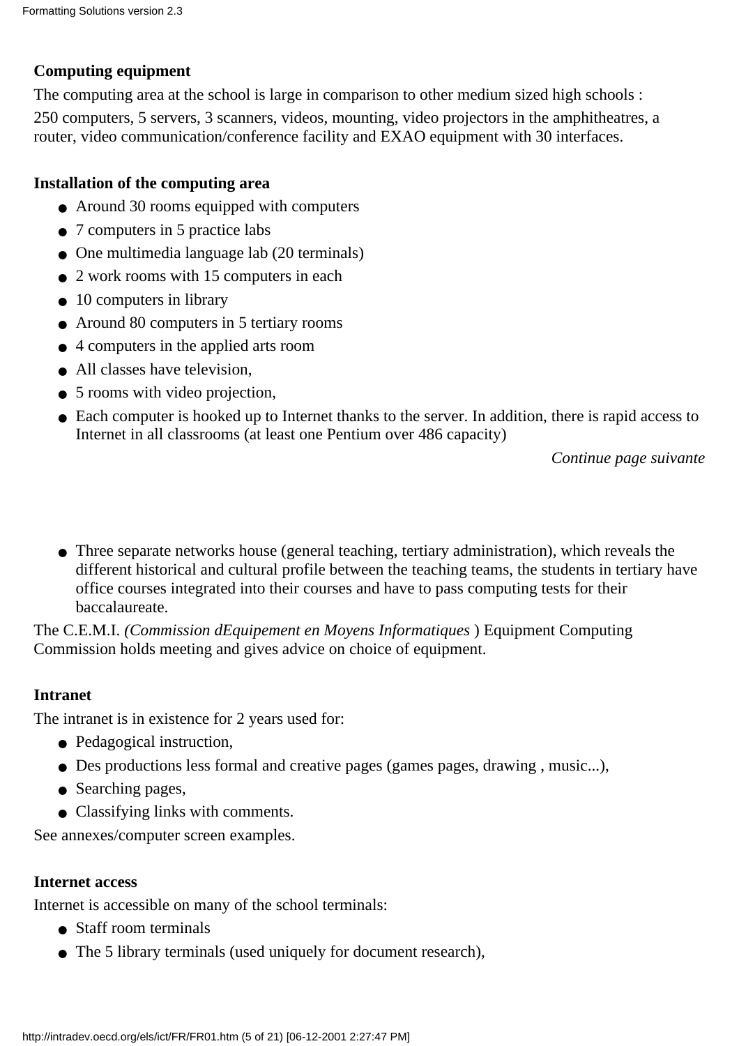**Computing equipment**

The computing area at the school is large in comparison to other medium sized high schools :

250 computers, 5 servers, 3 scanners, videos, mounting, video projectors in the amphitheatres, a router, video communication/conference facility and EXAO equipment with 30 interfaces.

**Installation of the computing area**

- Around 30 rooms equipped with computers
- 7 computers in 5 practice labs
- One multimedia language lab (20 terminals)
- 2 work rooms with 15 computers in each
- 10 computers in library
- Around 80 computers in 5 tertiary rooms
- 4 computers in the applied arts room
- All classes have television,
- 5 rooms with video projection,
- Each computer is hooked up to Internet thanks to the server. In addition, there is rapid access to Internet in all classrooms (at least one Pentium over 486 capacity)

*Continue page suivante*

- Three separate networks house (general teaching, tertiary administration), which reveals the different historical and cultural profile between the teaching teams, the students in tertiary have office courses integrated into their courses and have to pass computing tests for their baccalaureate.

The C.E.M.I. *(Commission dEquipement en Moyens Informatiques* ) Equipment Computing Commission holds meeting and gives advice on choice of equipment.

**Intranet**

The intranet is in existence for 2 years used for:

- Pedagogical instruction,
- Des productions less formal and creative pages (games pages, drawing , music...),
- Searching pages,
- Classifying links with comments.

See annexes/computer screen examples.

**Internet access**

Internet is accessible on many of the school terminals:

- Staff room terminals
- The 5 library terminals (used uniquely for document research),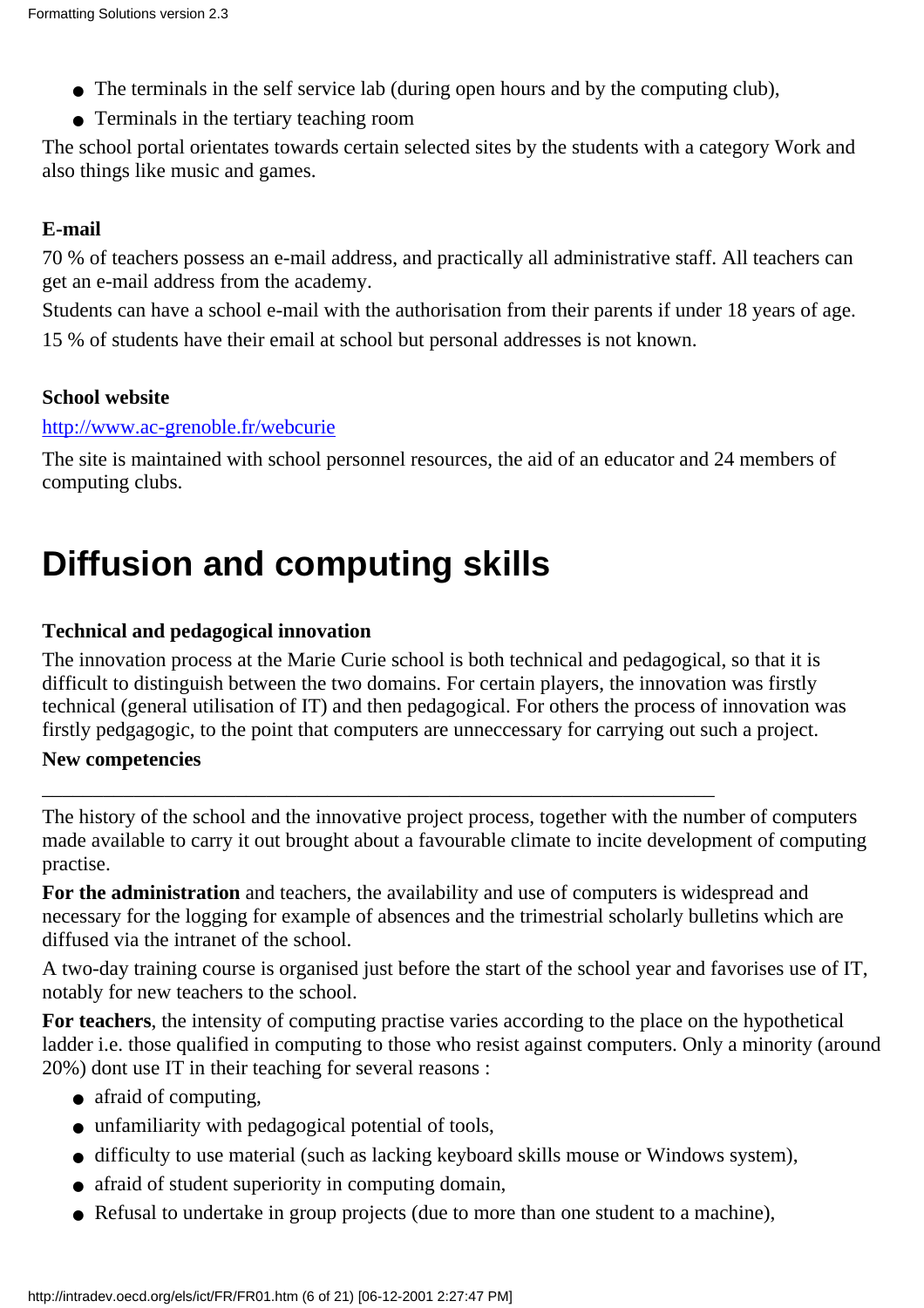- The terminals in the self service lab (during open hours and by the computing club),
- Terminals in the tertiary teaching room

The school portal orientates towards certain selected sites by the students with a category Work and also things like music and games.

**E-mail**

70 % of teachers possess an e-mail address, and practically all administrative staff. All teachers can get an e-mail address from the academy.

Students can have a school e-mail with the authorisation from their parents if under 18 years of age.

15 % of students have their email at school but personal addresses is not known.

**School website**

http://www.ac-grenoble.fr/webcurie

The site is maintained with school personnel resources, the aid of an educator and 24 members of computing clubs.

# Diffusion and computing skills

**Technical and pedagogical innovation**

The innovation process at the Marie Curie school is both technical and pedagogical, so that it is difficult to distinguish between the two domains. For certain players, the innovation was firstly technical (general utilisation of IT) and then pedagogical. For others the process of innovation was firstly pedgagogic, to the point that computers are unneccessary for carrying out such a project.

**New competencies**

---

The history of the school and the innovative project process, together with the number of computers made available to carry it out brought about a favourable climate to incite development of computing practise.

**For the administration** and teachers, the availability and use of computers is widespread and necessary for the logging for example of absences and the trimestrial scholarly bulletins which are diffused via the intranet of the school.

A two-day training course is organised just before the start of the school year and favorises use of IT, notably for new teachers to the school.

**For teachers**, the intensity of computing practise varies according to the place on the hypothetical ladder i.e. those qualified in computing to those who resist against computers. Only a minority (around 20%) dont use IT in their teaching for several reasons :

- afraid of computing,
- unfamiliarity with pedagogical potential of tools,
- difficulty to use material (such as lacking keyboard skills mouse or Windows system),
- afraid of student superiority in computing domain,
- Refusal to undertake in group projects (due to more than one student to a machine),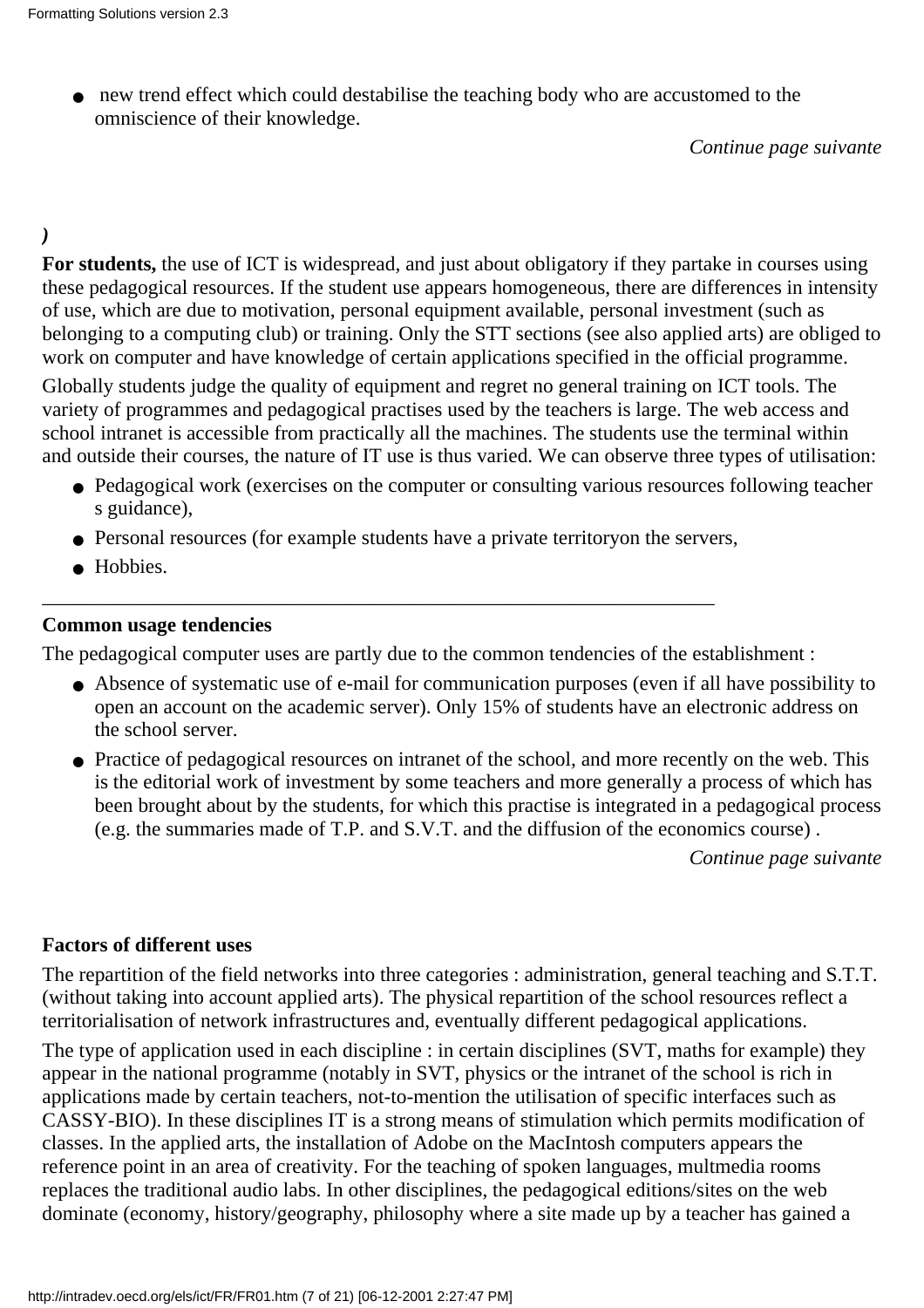- new trend effect which could destabilise the teaching body who are accustomed to the omniscience of their knowledge.

*Continue page suivante*

*)*

**For students,** the use of ICT is widespread, and just about obligatory if they partake in courses using these pedagogical resources. If the student use appears homogeneous, there are differences in intensity of use, which are due to motivation, personal equipment available, personal investment (such as belonging to a computing club) or training. Only the STT sections (see also applied arts) are obliged to work on computer and have knowledge of certain applications specified in the official programme.

Globally students judge the quality of equipment and regret no general training on ICT tools. The variety of programmes and pedagogical practises used by the teachers is large. The web access and school intranet is accessible from practically all the machines. The students use the terminal within and outside their courses, the nature of IT use is thus varied. We can observe three types of utilisation:

- Pedagogical work (exercises on the computer or consulting various resources following teacher s guidance),
- Personal resources (for example students have a private territoryon the servers,
- Hobbies.

---

**Common usage tendencies**

The pedagogical computer uses are partly due to the common tendencies of the establishment :

- Absence of systematic use of e-mail for communication purposes (even if all have possibility to open an account on the academic server). Only 15% of students have an electronic address on the school server.
- Practice of pedagogical resources on intranet of the school, and more recently on the web. This is the editorial work of investment by some teachers and more generally a process of which has been brought about by the students, for which this practise is integrated in a pedagogical process (e.g. the summaries made of T.P. and S.V.T. and the diffusion of the economics course) .

*Continue page suivante*

**Factors of different uses**

The repartition of the field networks into three categories : administration, general teaching and S.T.T. (without taking into account applied arts). The physical repartition of the school resources reflect a territorialisation of network infrastructures and, eventually different pedagogical applications.

The type of application used in each discipline : in certain disciplines (SVT, maths for example) they appear in the national programme (notably in SVT, physics or the intranet of the school is rich in applications made by certain teachers, not-to-mention the utilisation of specific interfaces such as CASSY-BIO). In these disciplines IT is a strong means of stimulation which permits modification of classes. In the applied arts, the installation of Adobe on the MacIntosh computers appears the reference point in an area of creativity. For the teaching of spoken languages, multmedia rooms replaces the traditional audio labs. In other disciplines, the pedagogical editions/sites on the web dominate (economy, history/geography, philosophy where a site made up by a teacher has gained a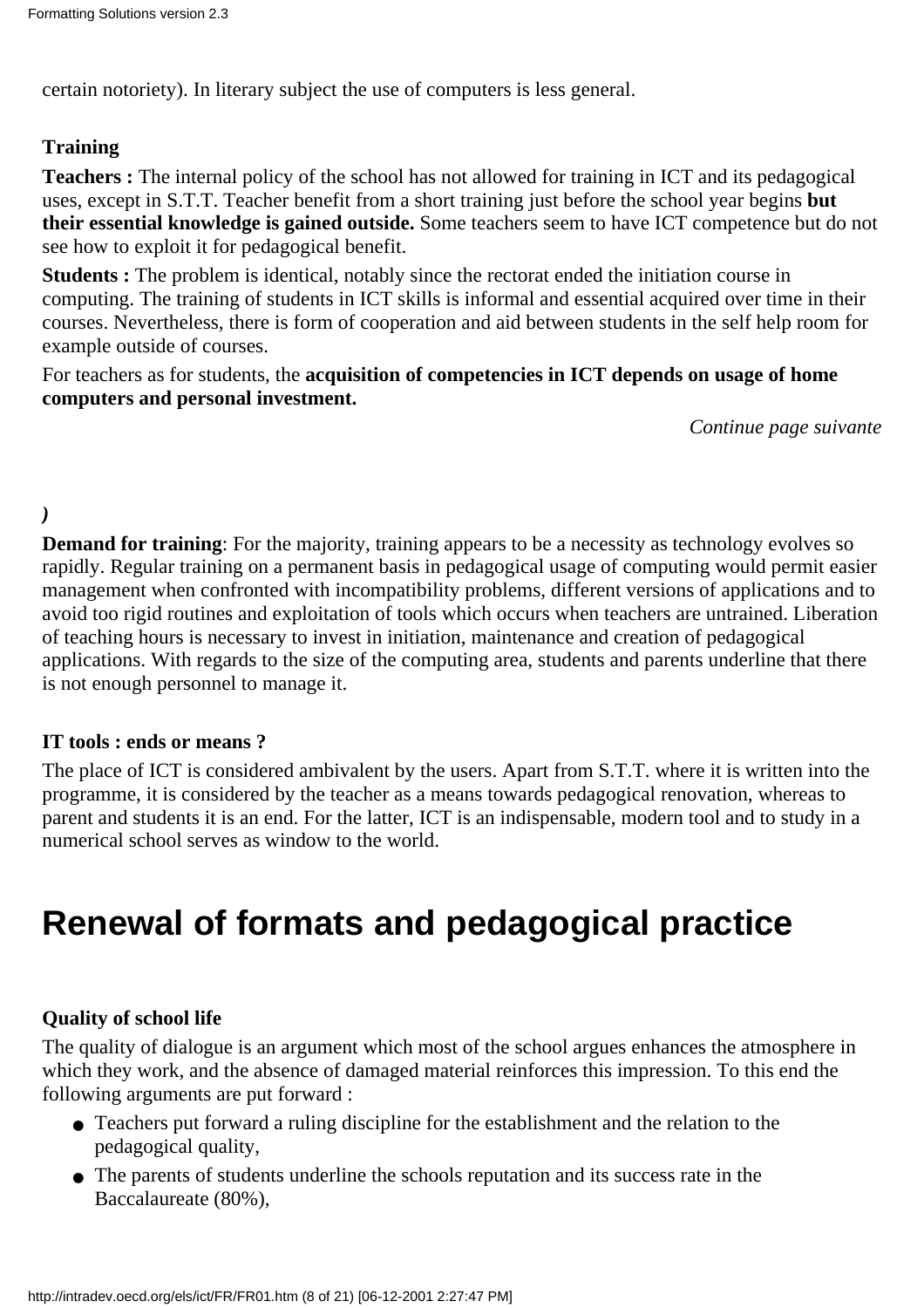certain notoriety). In literary subject the use of computers is less general.

**Training**

**Teachers :** The internal policy of the school has not allowed for training in ICT and its pedagogical uses, except in S.T.T. Teacher benefit from a short training just before the school year begins **but their essential knowledge is gained outside.** Some teachers seem to have ICT competence but do not see how to exploit it for pedagogical benefit.

**Students :** The problem is identical, notably since the rectorat ended the initiation course in computing. The training of students in ICT skills is informal and essential acquired over time in their courses. Nevertheless, there is form of cooperation and aid between students in the self help room for example outside of courses.

For teachers as for students, the **acquisition of competencies in ICT depends on usage of home computers and personal investment.**

*Continue page suivante*

***)***

**Demand for training**: For the majority, training appears to be a necessity as technology evolves so rapidly. Regular training on a permanent basis in pedagogical usage of computing would permit easier management when confronted with incompatibility problems, different versions of applications and to avoid too rigid routines and exploitation of tools which occurs when teachers are untrained. Liberation of teaching hours is necessary to invest in initiation, maintenance and creation of pedagogical applications. With regards to the size of the computing area, students and parents underline that there is not enough personnel to manage it.

**IT tools : ends or means ?**

The place of ICT is considered ambivalent by the users. Apart from S.T.T. where it is written into the programme, it is considered by the teacher as a means towards pedagogical renovation, whereas to parent and students it is an end. For the latter, ICT is an indispensable, modern tool and to study in a numerical school serves as window to the world.

# Renewal of formats and pedagogical practice

**Quality of school life**

The quality of dialogue is an argument which most of the school argues enhances the atmosphere in which they work, and the absence of damaged material reinforces this impression. To this end the following arguments are put forward :

- Teachers put forward a ruling discipline for the establishment and the relation to the pedagogical quality,
- The parents of students underline the schools reputation and its success rate in the Baccalaureate (80%),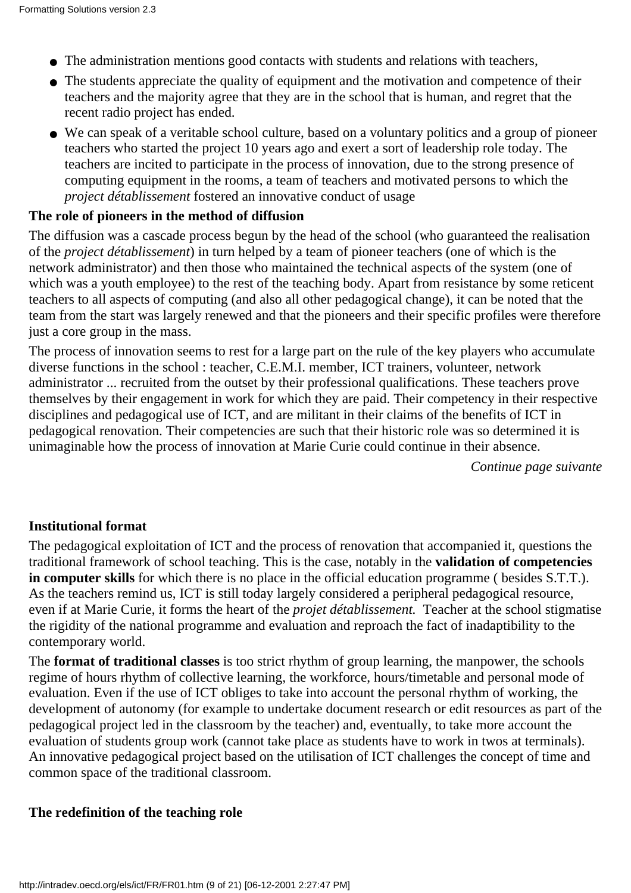- The administration mentions good contacts with students and relations with teachers,
- The students appreciate the quality of equipment and the motivation and competence of their teachers and the majority agree that they are in the school that is human, and regret that the recent radio project has ended.
- We can speak of a veritable school culture, based on a voluntary politics and a group of pioneer teachers who started the project 10 years ago and exert a sort of leadership role today. The teachers are incited to participate in the process of innovation, due to the strong presence of computing equipment in the rooms, a team of teachers and motivated persons to which the *project détablissement* fostered an innovative conduct of usage

**The role of pioneers in the method of diffusion**

The diffusion was a cascade process begun by the head of the school (who guaranteed the realisation of the *project détablissement*) in turn helped by a team of pioneer teachers (one of which is the network administrator) and then those who maintained the technical aspects of the system (one of which was a youth employee) to the rest of the teaching body. Apart from resistance by some reticent teachers to all aspects of computing (and also all other pedagogical change), it can be noted that the team from the start was largely renewed and that the pioneers and their specific profiles were therefore just a core group in the mass.

The process of innovation seems to rest for a large part on the rule of the key players who accumulate diverse functions in the school : teacher, C.E.M.I. member, ICT trainers, volunteer, network administrator ... recruited from the outset by their professional qualifications. These teachers prove themselves by their engagement in work for which they are paid. Their competency in their respective disciplines and pedagogical use of ICT, and are militant in their claims of the benefits of ICT in pedagogical renovation. Their competencies are such that their historic role was so determined it is unimaginable how the process of innovation at Marie Curie could continue in their absence.

*Continue page suivante*

**Institutional format**

The pedagogical exploitation of ICT and the process of renovation that accompanied it, questions the traditional framework of school teaching. This is the case, notably in the **validation of competencies in computer skills** for which there is no place in the official education programme ( besides S.T.T.). As the teachers remind us, ICT is still today largely considered a peripheral pedagogical resource, even if at Marie Curie, it forms the heart of the *projet détablissement.* Teacher at the school stigmatise the rigidity of the national programme and evaluation and reproach the fact of inadaptibility to the contemporary world.

The **format of traditional classes** is too strict rhythm of group learning, the manpower, the schools regime of hours rhythm of collective learning, the workforce, hours/timetable and personal mode of evaluation. Even if the use of ICT obliges to take into account the personal rhythm of working, the development of autonomy (for example to undertake document research or edit resources as part of the pedagogical project led in the classroom by the teacher) and, eventually, to take more account the evaluation of students group work (cannot take place as students have to work in twos at terminals). An innovative pedagogical project based on the utilisation of ICT challenges the concept of time and common space of the traditional classroom.

**The redefinition of the teaching role**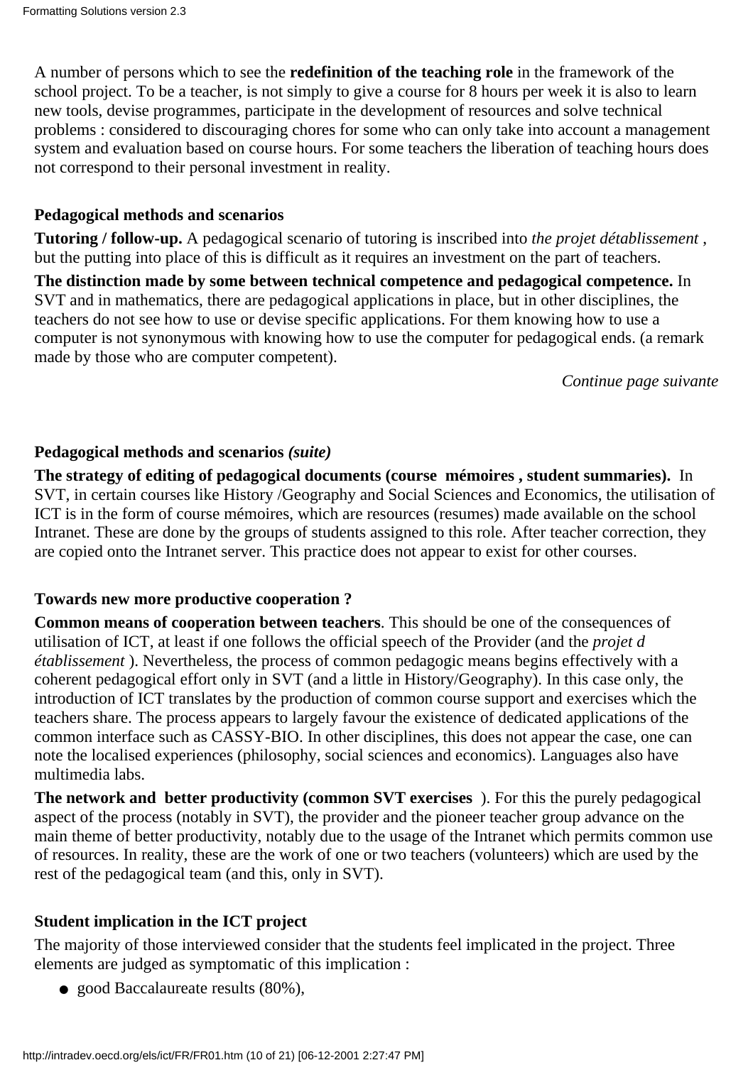A number of persons which to see the **redefinition of the teaching role** in the framework of the school project. To be a teacher, is not simply to give a course for 8 hours per week it is also to learn new tools, devise programmes, participate in the development of resources and solve technical problems : considered to discouraging chores for some who can only take into account a management system and evaluation based on course hours. For some teachers the liberation of teaching hours does not correspond to their personal investment in reality.

**Pedagogical methods and scenarios**

**Tutoring / follow-up.** A pedagogical scenario of tutoring is inscribed into *the projet détablissement* , but the putting into place of this is difficult as it requires an investment on the part of teachers.

**The distinction made by some between technical competence and pedagogical competence.** In SVT and in mathematics, there are pedagogical applications in place, but in other disciplines, the teachers do not see how to use or devise specific applications. For them knowing how to use a computer is not synonymous with knowing how to use the computer for pedagogical ends. (a remark made by those who are computer competent).

*Continue page suivante*

**Pedagogical methods and scenarios *(suite)***

**The strategy of editing of pedagogical documents (course mémoires , student summaries).** In SVT, in certain courses like History /Geography and Social Sciences and Economics, the utilisation of ICT is in the form of course mémoires, which are resources (resumes) made available on the school Intranet. These are done by the groups of students assigned to this role. After teacher correction, they are copied onto the Intranet server. This practice does not appear to exist for other courses.

**Towards new more productive cooperation ?**

**Common means of cooperation between teachers**. This should be one of the consequences of utilisation of ICT, at least if one follows the official speech of the Provider (and the *projet d établissement* ). Nevertheless, the process of common pedagogic means begins effectively with a coherent pedagogical effort only in SVT (and a little in History/Geography). In this case only, the introduction of ICT translates by the production of common course support and exercises which the teachers share. The process appears to largely favour the existence of dedicated applications of the common interface such as CASSY-BIO. In other disciplines, this does not appear the case, one can note the localised experiences (philosophy, social sciences and economics). Languages also have multimedia labs.

**The network and better productivity (common SVT exercises** ). For this the purely pedagogical aspect of the process (notably in SVT), the provider and the pioneer teacher group advance on the main theme of better productivity, notably due to the usage of the Intranet which permits common use of resources. In reality, these are the work of one or two teachers (volunteers) which are used by the rest of the pedagogical team (and this, only in SVT).

**Student implication in the ICT project**

The majority of those interviewed consider that the students feel implicated in the project. Three elements are judged as symptomatic of this implication :

- good Baccalaureate results (80%),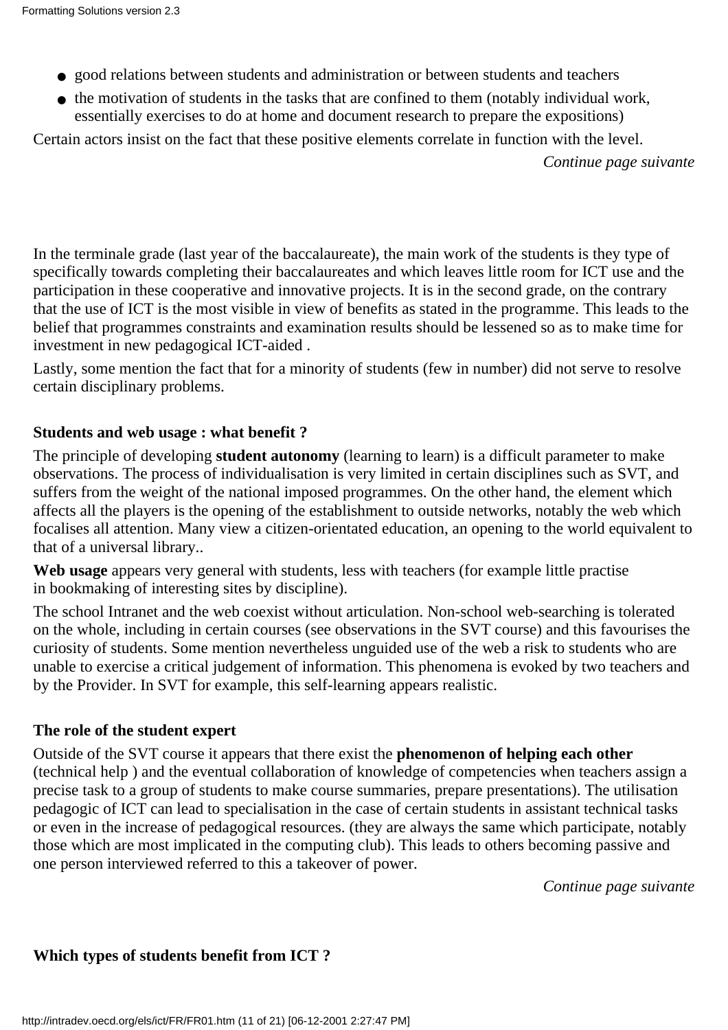- good relations between students and administration or between students and teachers
- the motivation of students in the tasks that are confined to them (notably individual work, essentially exercises to do at home and document research to prepare the expositions)

Certain actors insist on the fact that these positive elements correlate in function with the level.

*Continue page suivante*

In the terminale grade (last year of the baccalaureate), the main work of the students is they type of specifically towards completing their baccalaureates and which leaves little room for ICT use and the participation in these cooperative and innovative projects. It is in the second grade, on the contrary that the use of ICT is the most visible in view of benefits as stated in the programme. This leads to the belief that programmes constraints and examination results should be lessened so as to make time for investment in new pedagogical ICT-aided .

Lastly, some mention the fact that for a minority of students (few in number) did not serve to resolve certain disciplinary problems.

**Students and web usage : what benefit ?**

The principle of developing **student autonomy** (learning to learn) is a difficult parameter to make observations. The process of individualisation is very limited in certain disciplines such as SVT, and suffers from the weight of the national imposed programmes. On the other hand, the element which affects all the players is the opening of the establishment to outside networks, notably the web which focalises all attention. Many view a citizen-orientated education, an opening to the world equivalent to that of a universal library..

**Web usage** appears very general with students, less with teachers (for example little practise in bookmaking of interesting sites by discipline).

The school Intranet and the web coexist without articulation. Non-school web-searching is tolerated on the whole, including in certain courses (see observations in the SVT course) and this favourises the curiosity of students. Some mention nevertheless unguided use of the web a risk to students who are unable to exercise a critical judgement of information. This phenomena is evoked by two teachers and by the Provider. In SVT for example, this self-learning appears realistic.

**The role of the student expert**

Outside of the SVT course it appears that there exist the **phenomenon of helping each other** (technical help ) and the eventual collaboration of knowledge of competencies when teachers assign a precise task to a group of students to make course summaries, prepare presentations). The utilisation pedagogic of ICT can lead to specialisation in the case of certain students in assistant technical tasks or even in the increase of pedagogical resources. (they are always the same which participate, notably those which are most implicated in the computing club). This leads to others becoming passive and one person interviewed referred to this a takeover of power.

*Continue page suivante*

**Which types of students benefit from ICT ?**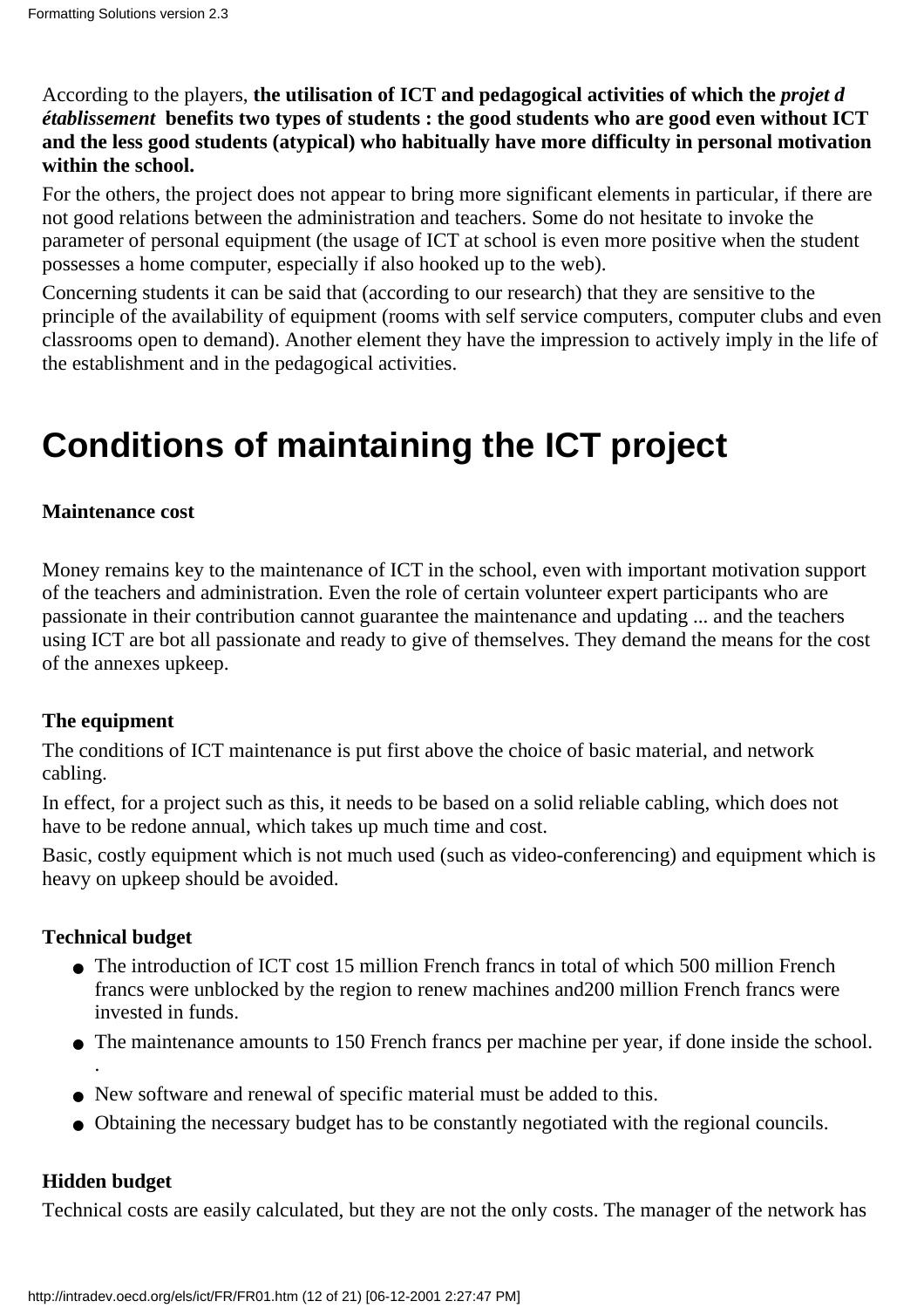According to the players, **the utilisation of ICT and pedagogical activities of which the *projet d établissement* benefits two types of students : the good students who are good even without ICT and the less good students (atypical) who habitually have more difficulty in personal motivation within the school.**

For the others, the project does not appear to bring more significant elements in particular, if there are not good relations between the administration and teachers. Some do not hesitate to invoke the parameter of personal equipment (the usage of ICT at school is even more positive when the student possesses a home computer, especially if also hooked up to the web).

Concerning students it can be said that (according to our research) that they are sensitive to the principle of the availability of equipment (rooms with self service computers, computer clubs and even classrooms open to demand). Another element they have the impression to actively imply in the life of the establishment and in the pedagogical activities.

# Conditions of maintaining the ICT project

**Maintenance cost**

Money remains key to the maintenance of ICT in the school, even with important motivation support of the teachers and administration. Even the role of certain volunteer expert participants who are passionate in their contribution cannot guarantee the maintenance and updating ... and the teachers using ICT are bot all passionate and ready to give of themselves. They demand the means for the cost of the annexes upkeep.

**The equipment**

The conditions of ICT maintenance is put first above the choice of basic material, and network cabling.

In effect, for a project such as this, it needs to be based on a solid reliable cabling, which does not have to be redone annual, which takes up much time and cost.

Basic, costly equipment which is not much used (such as video-conferencing) and equipment which is heavy on upkeep should be avoided.

**Technical budget**

- The introduction of ICT cost 15 million French francs in total of which 500 million French francs were unblocked by the region to renew machines and200 million French francs were invested in funds.
- The maintenance amounts to 150 French francs per machine per year, if done inside the school. .
- New software and renewal of specific material must be added to this.
- Obtaining the necessary budget has to be constantly negotiated with the regional councils.

**Hidden budget**

Technical costs are easily calculated, but they are not the only costs. The manager of the network has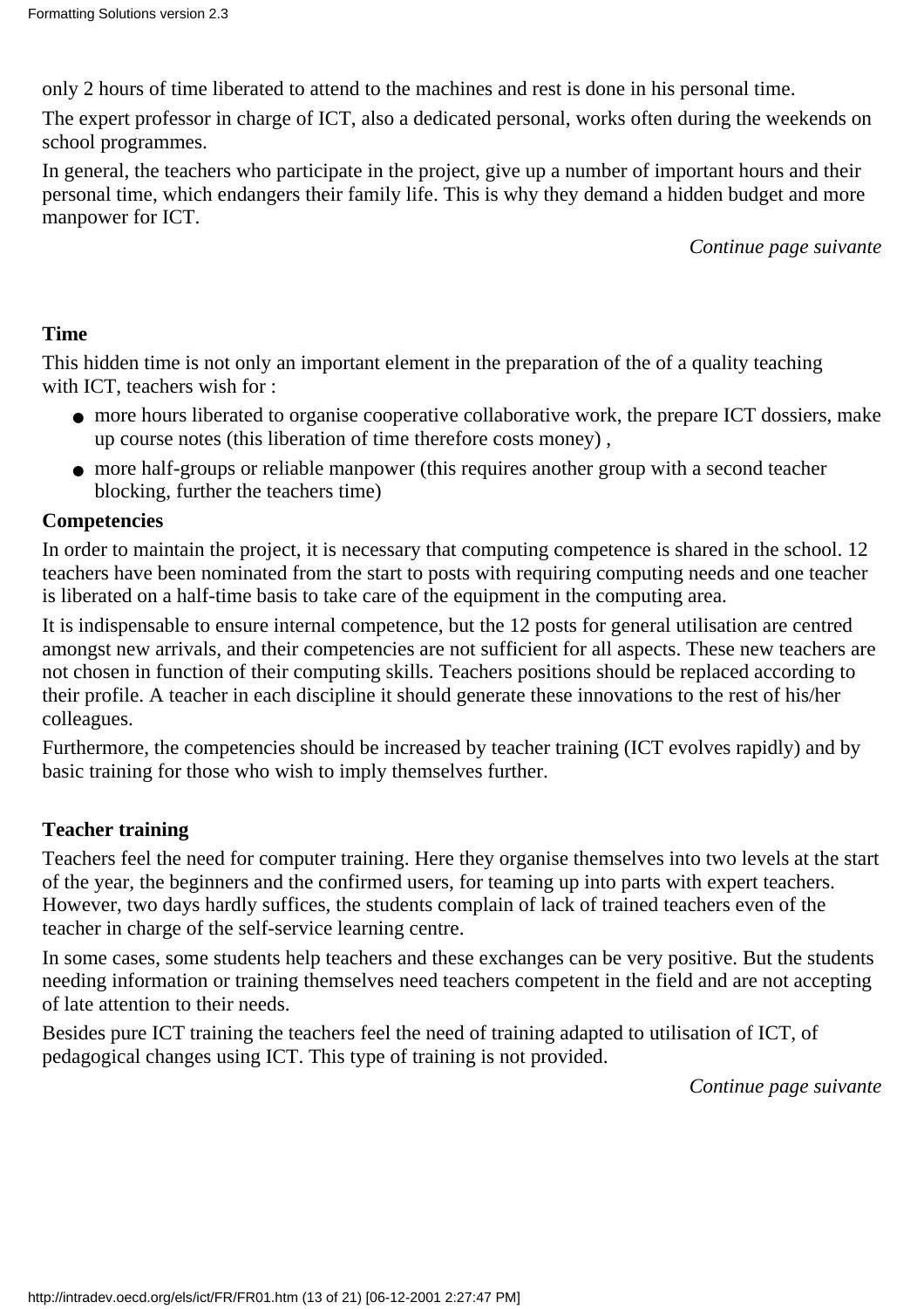only 2 hours of time liberated to attend to the machines and rest is done in his personal time.

The expert professor in charge of ICT, also a dedicated personal, works often during the weekends on school programmes.

In general, the teachers who participate in the project, give up a number of important hours and their personal time, which endangers their family life. This is why they demand a hidden budget and more manpower for ICT.

*Continue page suivante*

**Time**

This hidden time is not only an important element in the preparation of the of a quality teaching with ICT, teachers wish for :

- more hours liberated to organise cooperative collaborative work, the prepare ICT dossiers, make up course notes (this liberation of time therefore costs money) ,
- more half-groups or reliable manpower (this requires another group with a second teacher blocking, further the teachers time)

**Competencies**

In order to maintain the project, it is necessary that computing competence is shared in the school. 12 teachers have been nominated from the start to posts with requiring computing needs and one teacher is liberated on a half-time basis to take care of the equipment in the computing area.

It is indispensable to ensure internal competence, but the 12 posts for general utilisation are centred amongst new arrivals, and their competencies are not sufficient for all aspects. These new teachers are not chosen in function of their computing skills. Teachers positions should be replaced according to their profile. A teacher in each discipline it should generate these innovations to the rest of his/her colleagues.

Furthermore, the competencies should be increased by teacher training (ICT evolves rapidly) and by basic training for those who wish to imply themselves further.

**Teacher training**

Teachers feel the need for computer training. Here they organise themselves into two levels at the start of the year, the beginners and the confirmed users, for teaming up into parts with expert teachers. However, two days hardly suffices, the students complain of lack of trained teachers even of the teacher in charge of the self-service learning centre.

In some cases, some students help teachers and these exchanges can be very positive. But the students needing information or training themselves need teachers competent in the field and are not accepting of late attention to their needs.

Besides pure ICT training the teachers feel the need of training adapted to utilisation of ICT, of pedagogical changes using ICT. This type of training is not provided.

*Continue page suivante*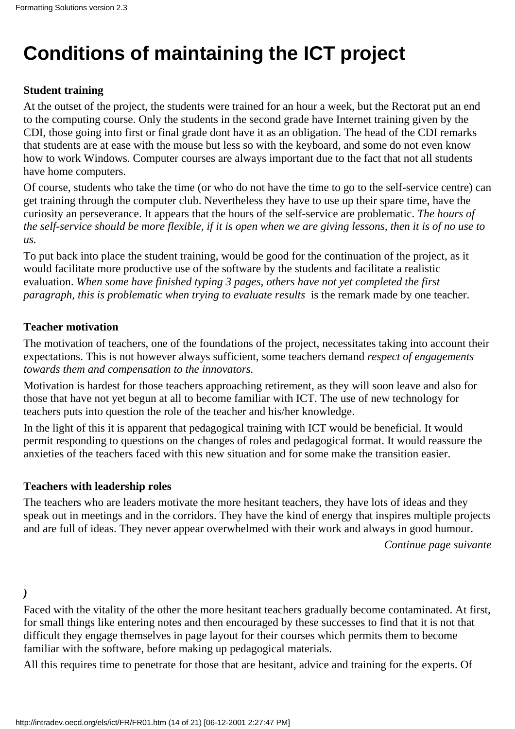# Conditions of maintaining the ICT project

**Student training**

At the outset of the project, the students were trained for an hour a week, but the Rectorat put an end to the computing course. Only the students in the second grade have Internet training given by the CDI, those going into first or final grade dont have it as an obligation. The head of the CDI remarks that students are at ease with the mouse but less so with the keyboard, and some do not even know how to work Windows. Computer courses are always important due to the fact that not all students have home computers.

Of course, students who take the time (or who do not have the time to go to the self-service centre) can get training through the computer club. Nevertheless they have to use up their spare time, have the curiosity an perseverance. It appears that the hours of the self-service are problematic. *The hours of the self-service should be more flexible, if it is open when we are giving lessons, then it is of no use to us.*

To put back into place the student training, would be good for the continuation of the project, as it would facilitate more productive use of the software by the students and facilitate a realistic evaluation. *When some have finished typing 3 pages, others have not yet completed the first paragraph, this is problematic when trying to evaluate results* is the remark made by one teacher.

**Teacher motivation**

The motivation of teachers, one of the foundations of the project, necessitates taking into account their expectations. This is not however always sufficient, some teachers demand *respect of engagements towards them and compensation to the innovators.*

Motivation is hardest for those teachers approaching retirement, as they will soon leave and also for those that have not yet begun at all to become familiar with ICT. The use of new technology for teachers puts into question the role of the teacher and his/her knowledge.

In the light of this it is apparent that pedagogical training with ICT would be beneficial. It would permit responding to questions on the changes of roles and pedagogical format. It would reassure the anxieties of the teachers faced with this new situation and for some make the transition easier.

**Teachers with leadership roles**

The teachers who are leaders motivate the more hesitant teachers, they have lots of ideas and they speak out in meetings and in the corridors. They have the kind of energy that inspires multiple projects and are full of ideas. They never appear overwhelmed with their work and always in good humour.

*Continue page suivante*

*)*

Faced with the vitality of the other the more hesitant teachers gradually become contaminated. At first, for small things like entering notes and then encouraged by these successes to find that it is not that difficult they engage themselves in page layout for their courses which permits them to become familiar with the software, before making up pedagogical materials.

All this requires time to penetrate for those that are hesitant, advice and training for the experts. Of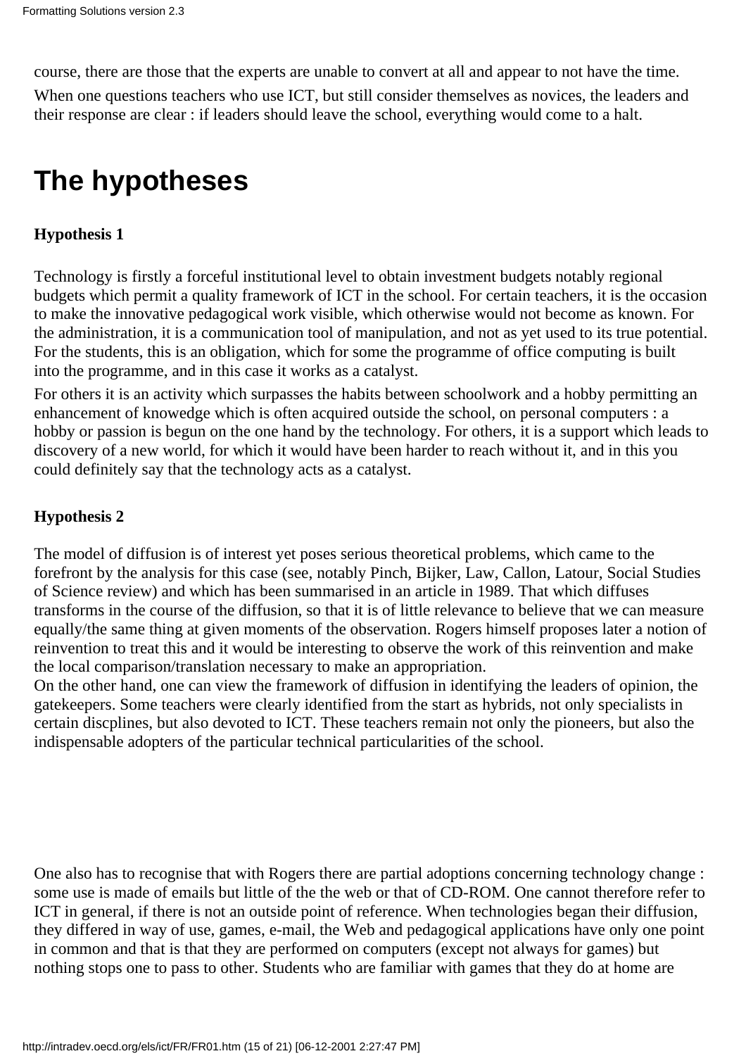course, there are those that the experts are unable to convert at all and appear to not have the time.

When one questions teachers who use ICT, but still consider themselves as novices, the leaders and their response are clear : if leaders should leave the school, everything would come to a halt.

# The hypotheses

**Hypothesis 1**

Technology is firstly a forceful institutional level to obtain investment budgets notably regional budgets which permit a quality framework of ICT in the school. For certain teachers, it is the occasion to make the innovative pedagogical work visible, which otherwise would not become as known. For the administration, it is a communication tool of manipulation, and not as yet used to its true potential. For the students, this is an obligation, which for some the programme of office computing is built into the programme, and in this case it works as a catalyst.

For others it is an activity which surpasses the habits between schoolwork and a hobby permitting an enhancement of knowedge which is often acquired outside the school, on personal computers : a hobby or passion is begun on the one hand by the technology. For others, it is a support which leads to discovery of a new world, for which it would have been harder to reach without it, and in this you could definitely say that the technology acts as a catalyst.

**Hypothesis 2**

The model of diffusion is of interest yet poses serious theoretical problems, which came to the forefront by the analysis for this case (see, notably Pinch, Bijker, Law, Callon, Latour, Social Studies of Science review) and which has been summarised in an article in 1989. That which diffuses transforms in the course of the diffusion, so that it is of little relevance to believe that we can measure equally/the same thing at given moments of the observation. Rogers himself proposes later a notion of reinvention to treat this and it would be interesting to observe the work of this reinvention and make the local comparison/translation necessary to make an appropriation.

On the other hand, one can view the framework of diffusion in identifying the leaders of opinion, the gatekeepers. Some teachers were clearly identified from the start as hybrids, not only specialists in certain discplines, but also devoted to ICT. These teachers remain not only the pioneers, but also the indispensable adopters of the particular technical particularities of the school.

One also has to recognise that with Rogers there are partial adoptions concerning technology change : some use is made of emails but little of the the web or that of CD-ROM. One cannot therefore refer to ICT in general, if there is not an outside point of reference. When technologies began their diffusion, they differed in way of use, games, e-mail, the Web and pedagogical applications have only one point in common and that is that they are performed on computers (except not always for games) but nothing stops one to pass to other. Students who are familiar with games that they do at home are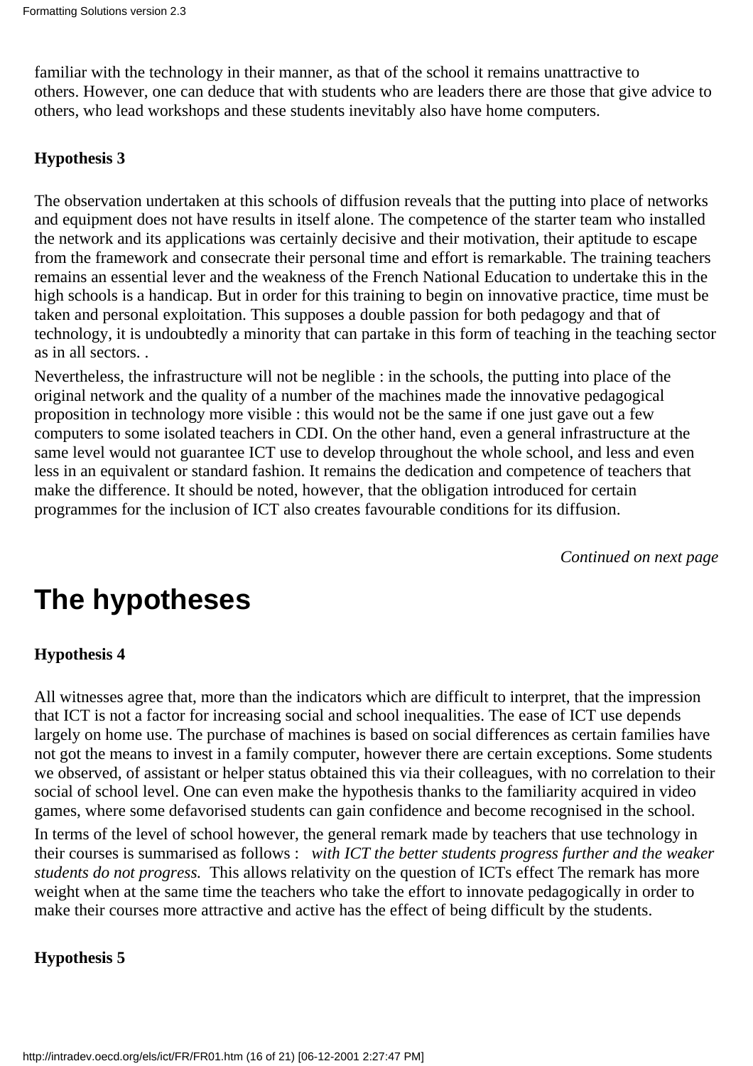familiar with the technology in their manner, as that of the school it remains unattractive to others. However, one can deduce that with students who are leaders there are those that give advice to others, who lead workshops and these students inevitably also have home computers.

**Hypothesis 3**

The observation undertaken at this schools of diffusion reveals that the putting into place of networks and equipment does not have results in itself alone. The competence of the starter team who installed the network and its applications was certainly decisive and their motivation, their aptitude to escape from the framework and consecrate their personal time and effort is remarkable. The training teachers remains an essential lever and the weakness of the French National Education to undertake this in the high schools is a handicap. But in order for this training to begin on innovative practice, time must be taken and personal exploitation. This supposes a double passion for both pedagogy and that of technology, it is undoubtedly a minority that can partake in this form of teaching in the teaching sector as in all sectors. .

Nevertheless, the infrastructure will not be neglible : in the schools, the putting into place of the original network and the quality of a number of the machines made the innovative pedagogical proposition in technology more visible : this would not be the same if one just gave out a few computers to some isolated teachers in CDI. On the other hand, even a general infrastructure at the same level would not guarantee ICT use to develop throughout the whole school, and less and even less in an equivalent or standard fashion. It remains the dedication and competence of teachers that make the difference. It should be noted, however, that the obligation introduced for certain programmes for the inclusion of ICT also creates favourable conditions for its diffusion.

*Continued on next page*

# The hypotheses

**Hypothesis 4**

All witnesses agree that, more than the indicators which are difficult to interpret, that the impression that ICT is not a factor for increasing social and school inequalities. The ease of ICT use depends largely on home use. The purchase of machines is based on social differences as certain families have not got the means to invest in a family computer, however there are certain exceptions. Some students we observed, of assistant or helper status obtained this via their colleagues, with no correlation to their social of school level. One can even make the hypothesis thanks to the familiarity acquired in video games, where some defavorised students can gain confidence and become recognised in the school.

In terms of the level of school however, the general remark made by teachers that use technology in their courses is summarised as follows : *with ICT the better students progress further and the weaker students do not progress.* This allows relativity on the question of ICTs effect The remark has more weight when at the same time the teachers who take the effort to innovate pedagogically in order to make their courses more attractive and active has the effect of being difficult by the students.

**Hypothesis 5**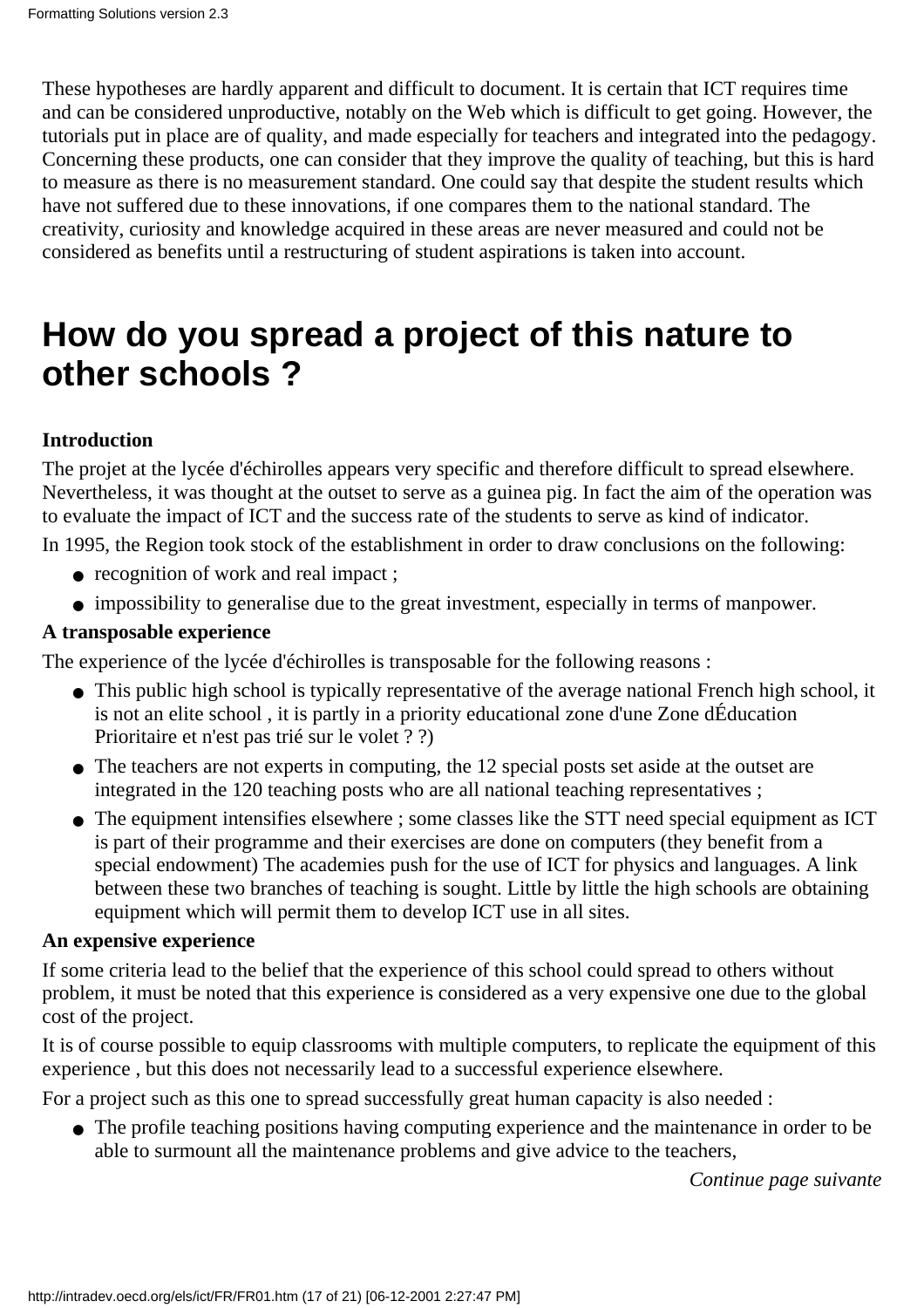These hypotheses are hardly apparent and difficult to document. It is certain that ICT requires time and can be considered unproductive, notably on the Web which is difficult to get going. However, the tutorials put in place are of quality, and made especially for teachers and integrated into the pedagogy. Concerning these products, one can consider that they improve the quality of teaching, but this is hard to measure as there is no measurement standard. One could say that despite the student results which have not suffered due to these innovations, if one compares them to the national standard. The creativity, curiosity and knowledge acquired in these areas are never measured and could not be considered as benefits until a restructuring of student aspirations is taken into account.

# How do you spread a project of this nature to other schools ?

**Introduction**

The projet at the lycée d'échirolles appears very specific and therefore difficult to spread elsewhere. Nevertheless, it was thought at the outset to serve as a guinea pig. In fact the aim of the operation was to evaluate the impact of ICT and the success rate of the students to serve as kind of indicator.

In 1995, the Region took stock of the establishment in order to draw conclusions on the following:

- recognition of work and real impact ;
- impossibility to generalise due to the great investment, especially in terms of manpower.

**A transposable experience**

The experience of the lycée d'échirolles is transposable for the following reasons :

- This public high school is typically representative of the average national French high school, it is not an elite school , it is partly in a priority educational zone d'une Zone dÉducation Prioritaire et n'est pas trié sur le volet ? ?)
- The teachers are not experts in computing, the 12 special posts set aside at the outset are integrated in the 120 teaching posts who are all national teaching representatives ;
- The equipment intensifies elsewhere ; some classes like the STT need special equipment as ICT is part of their programme and their exercises are done on computers (they benefit from a special endowment) The academies push for the use of ICT for physics and languages. A link between these two branches of teaching is sought. Little by little the high schools are obtaining equipment which will permit them to develop ICT use in all sites.

**An expensive experience**

If some criteria lead to the belief that the experience of this school could spread to others without problem, it must be noted that this experience is considered as a very expensive one due to the global cost of the project.

It is of course possible to equip classrooms with multiple computers, to replicate the equipment of this experience , but this does not necessarily lead to a successful experience elsewhere.

For a project such as this one to spread successfully great human capacity is also needed :

- The profile teaching positions having computing experience and the maintenance in order to be able to surmount all the maintenance problems and give advice to the teachers,

*Continue page suivante*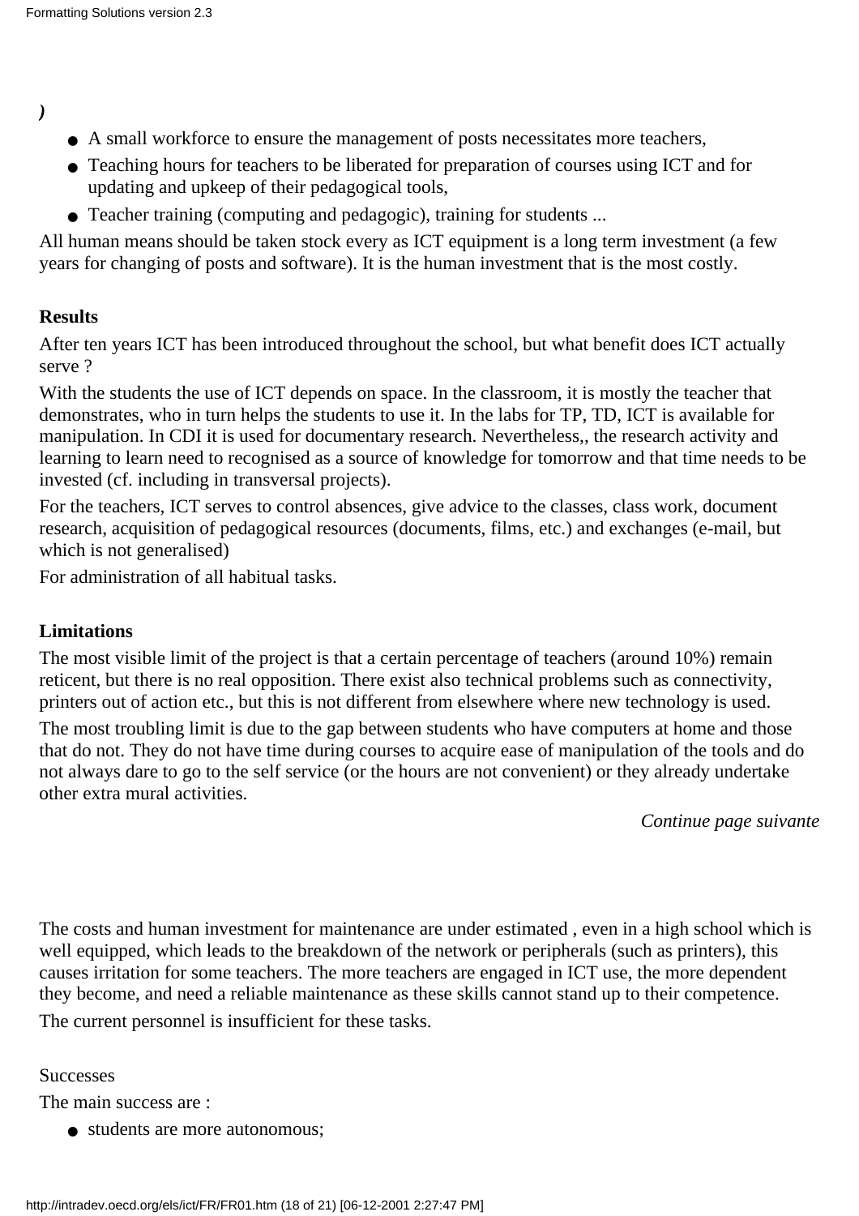)

- A small workforce to ensure the management of posts necessitates more teachers,
- Teaching hours for teachers to be liberated for preparation of courses using ICT and for updating and upkeep of their pedagogical tools,
- Teacher training (computing and pedagogic), training for students ...

All human means should be taken stock every as ICT equipment is a long term investment (a few years for changing of posts and software). It is the human investment that is the most costly.

**Results**

After ten years ICT has been introduced throughout the school, but what benefit does ICT actually serve ?

With the students the use of ICT depends on space. In the classroom, it is mostly the teacher that demonstrates, who in turn helps the students to use it. In the labs for TP, TD, ICT is available for manipulation. In CDI it is used for documentary research. Nevertheless,, the research activity and learning to learn need to recognised as a source of knowledge for tomorrow and that time needs to be invested (cf. including in transversal projects).

For the teachers, ICT serves to control absences, give advice to the classes, class work, document research, acquisition of pedagogical resources (documents, films, etc.) and exchanges (e-mail, but which is not generalised)

For administration of all habitual tasks.

**Limitations**

The most visible limit of the project is that a certain percentage of teachers (around 10%) remain reticent, but there is no real opposition. There exist also technical problems such as connectivity, printers out of action etc., but this is not different from elsewhere where new technology is used.

The most troubling limit is due to the gap between students who have computers at home and those that do not. They do not have time during courses to acquire ease of manipulation of the tools and do not always dare to go to the self service (or the hours are not convenient) or they already undertake other extra mural activities.

*Continue page suivante*

The costs and human investment for maintenance are under estimated , even in a high school which is well equipped, which leads to the breakdown of the network or peripherals (such as printers), this causes irritation for some teachers. The more teachers are engaged in ICT use, the more dependent they become, and need a reliable maintenance as these skills cannot stand up to their competence.

The current personnel is insufficient for these tasks.

Successes

The main success are :

- students are more autonomous;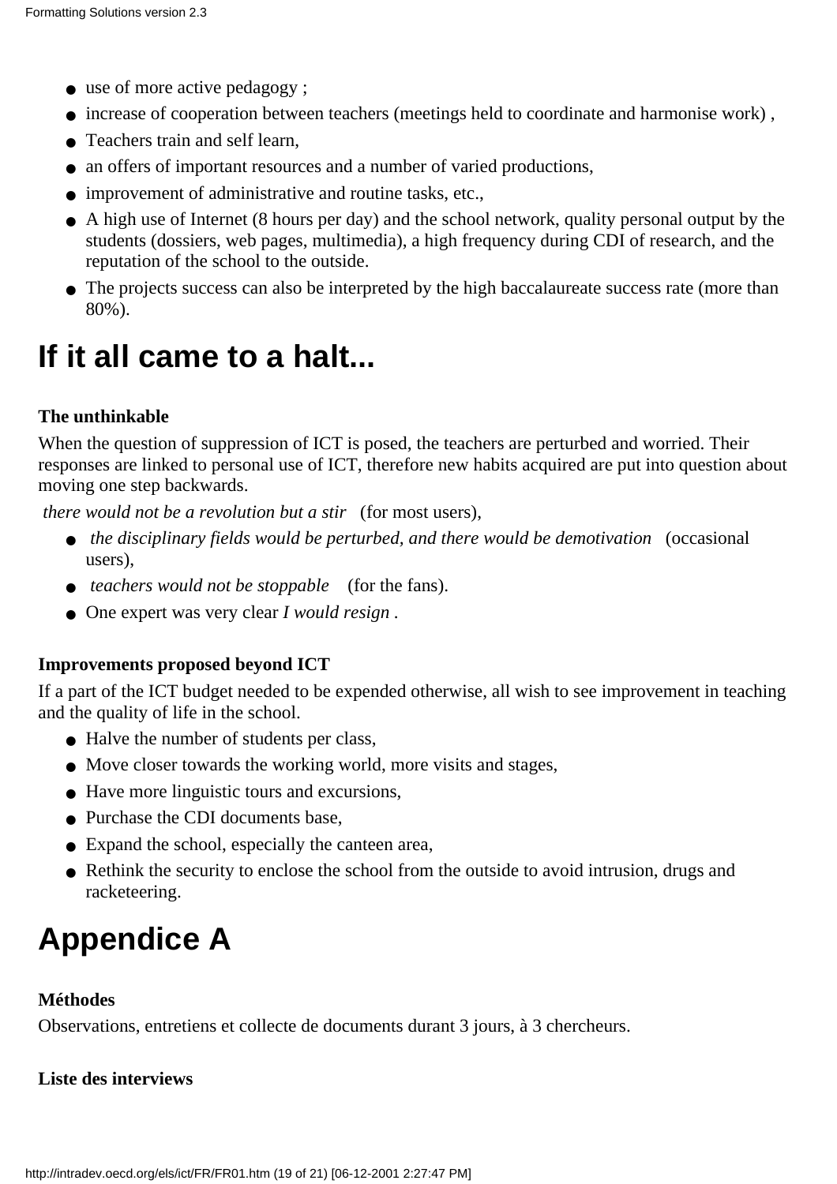- use of more active pedagogy ;
- increase of cooperation between teachers (meetings held to coordinate and harmonise work) ,
- Teachers train and self learn,
- an offers of important resources and a number of varied productions,
- improvement of administrative and routine tasks, etc.,
- A high use of Internet (8 hours per day) and the school network, quality personal output by the students (dossiers, web pages, multimedia), a high frequency during CDI of research, and the reputation of the school to the outside.
- The projects success can also be interpreted by the high baccalaureate success rate (more than 80%).

# If it all came to a halt...

**The unthinkable**

When the question of suppression of ICT is posed, the teachers are perturbed and worried. Their responses are linked to personal use of ICT, therefore new habits acquired are put into question about moving one step backwards.

*there would not be a revolution but a stir* (for most users),

- *the disciplinary fields would be perturbed, and there would be demotivation* (occasional users),
- *teachers would not be stoppable* (for the fans).
- One expert was very clear *I would resign* .

**Improvements proposed beyond ICT**

If a part of the ICT budget needed to be expended otherwise, all wish to see improvement in teaching and the quality of life in the school.

- Halve the number of students per class,
- Move closer towards the working world, more visits and stages,
- Have more linguistic tours and excursions,
- Purchase the CDI documents base,
- Expand the school, especially the canteen area,
- Rethink the security to enclose the school from the outside to avoid intrusion, drugs and racketeering.

# Appendice A

**Méthodes**

Observations, entretiens et collecte de documents durant 3 jours, à 3 chercheurs.

**Liste des interviews**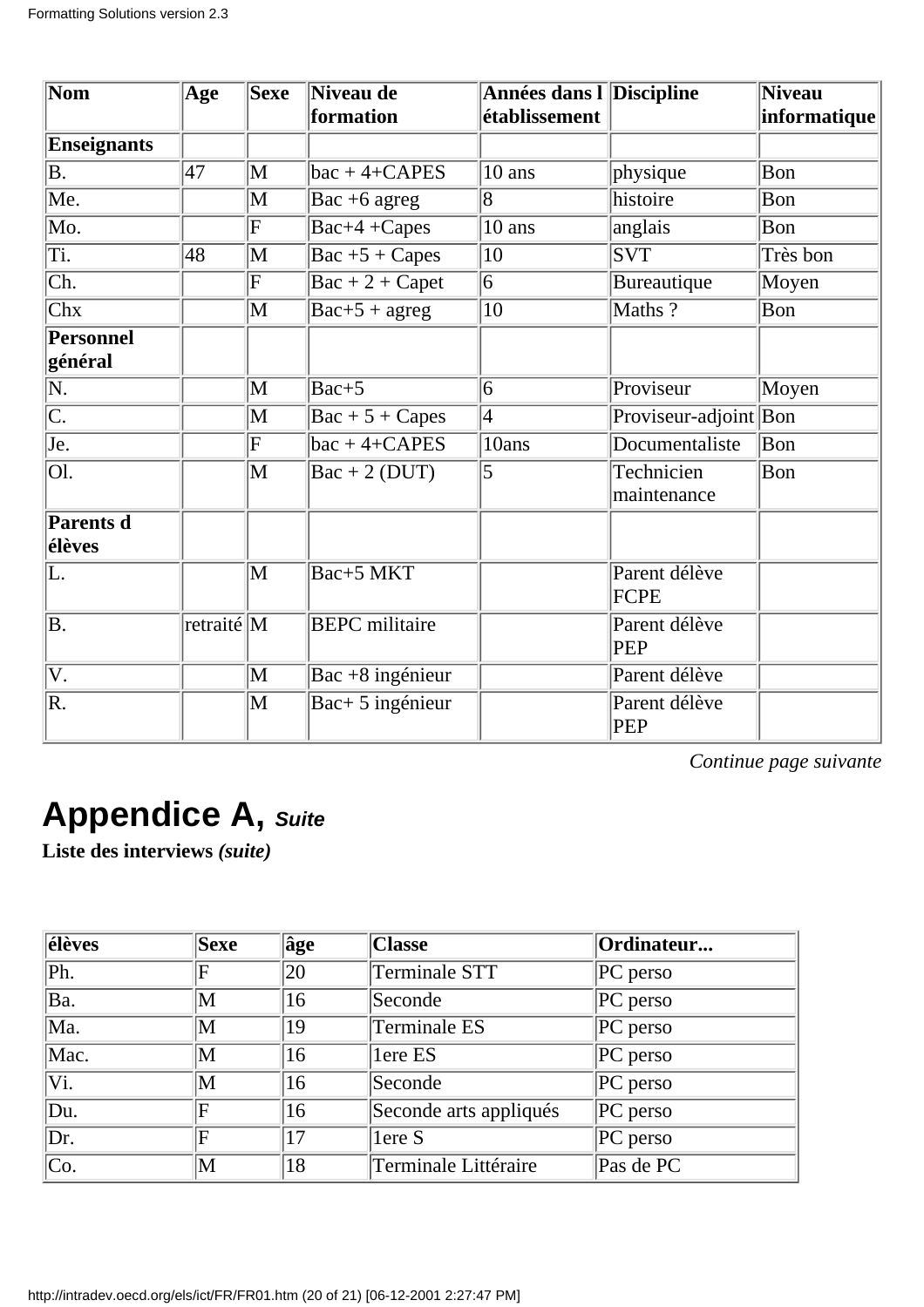| Nom | Age | Sexe | Niveau de formation | Années dans l établissement | Discipline | Niveau informatique |
|---|---|---|---|---|---|---|
| **Enseignants** | | | | | | |
| B. | 47 | M | bac + 4+CAPES | 10 ans | physique | Bon |
| Me. | | M | Bac +6 agreg | 8 | histoire | Bon |
| Mo. | | F | Bac+4 +Capes | 10 ans | anglais | Bon |
| Ti. | 48 | M | Bac +5 + Capes | 10 | SVT | Très bon |
| Ch. | | F | Bac + 2 + Capet | 6 | Bureautique | Moyen |
| Chx | | M | Bac+5 + agreg | 10 | Maths ? | Bon |
| **Personnel général** | | | | | | |
| N. | | M | Bac+5 | 6 | Proviseur | Moyen |
| C. | | M | Bac + 5 + Capes | 4 | Proviseur-adjoint | Bon |
| Je. | | F | bac + 4+CAPES | 10ans | Documentaliste | Bon |
| Ol. | | M | Bac + 2 (DUT) | 5 | Technicien maintenance | Bon |
| **Parents d élèves** | | | | | | |
| L. | | M | Bac+5 MKT | | Parent délève FCPE | |
| B. | retraité | M | BEPC militaire | | Parent délève PEP | |
| V. | | M | Bac +8 ingénieur | | Parent délève | |
| R. | | M | Bac+ 5 ingénieur | | Parent délève PEP | |

*Continue page suivante*

# Appendice A, *Suite*

**Liste des interviews *(suite)***

| élèves | Sexe | âge | Classe | Ordinateur... |
|---|---|---|---|---|
| Ph. | F | 20 | Terminale STT | PC perso |
| Ba. | M | 16 | Seconde | PC perso |
| Ma. | M | 19 | Terminale ES | PC perso |
| Mac. | M | 16 | 1ere ES | PC perso |
| Vi. | M | 16 | Seconde | PC perso |
| Du. | F | 16 | Seconde arts appliqués | PC perso |
| Dr. | F | 17 | 1ere S | PC perso |
| Co. | M | 18 | Terminale Littéraire | Pas de PC |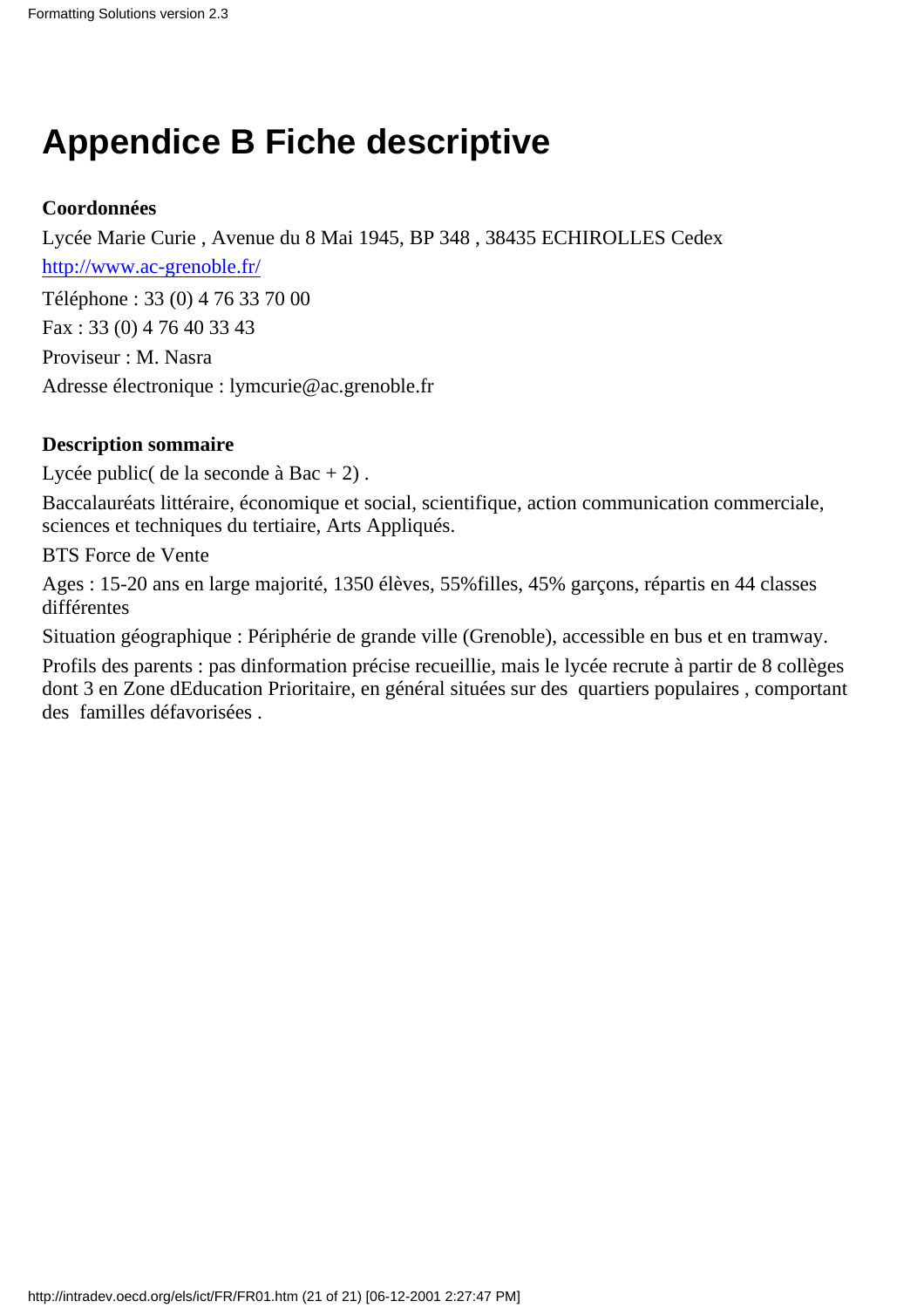# Appendice B Fiche descriptive

**Coordonnées**

Lycée Marie Curie , Avenue du 8 Mai 1945, BP 348 , 38435 ECHIROLLES Cedex

http://www.ac-grenoble.fr/

Téléphone : 33 (0) 4 76 33 70 00

Fax : 33 (0) 4 76 40 33 43

Proviseur : M. Nasra

Adresse électronique : lymcurie@ac.grenoble.fr

**Description sommaire**

Lycée public( de la seconde à Bac + 2) .

Baccalauréats littéraire, économique et social, scientifique, action communication commerciale, sciences et techniques du tertiaire, Arts Appliqués.

BTS Force de Vente

Ages : 15-20 ans en large majorité, 1350 élèves, 55%filles, 45% garçons, répartis en 44 classes différentes

Situation géographique : Périphérie de grande ville (Grenoble), accessible en bus et en tramway.

Profils des parents : pas dinformation précise recueillie, mais le lycée recrute à partir de 8 collèges dont 3 en Zone dEducation Prioritaire, en général situées sur des quartiers populaires , comportant des familles défavorisées .